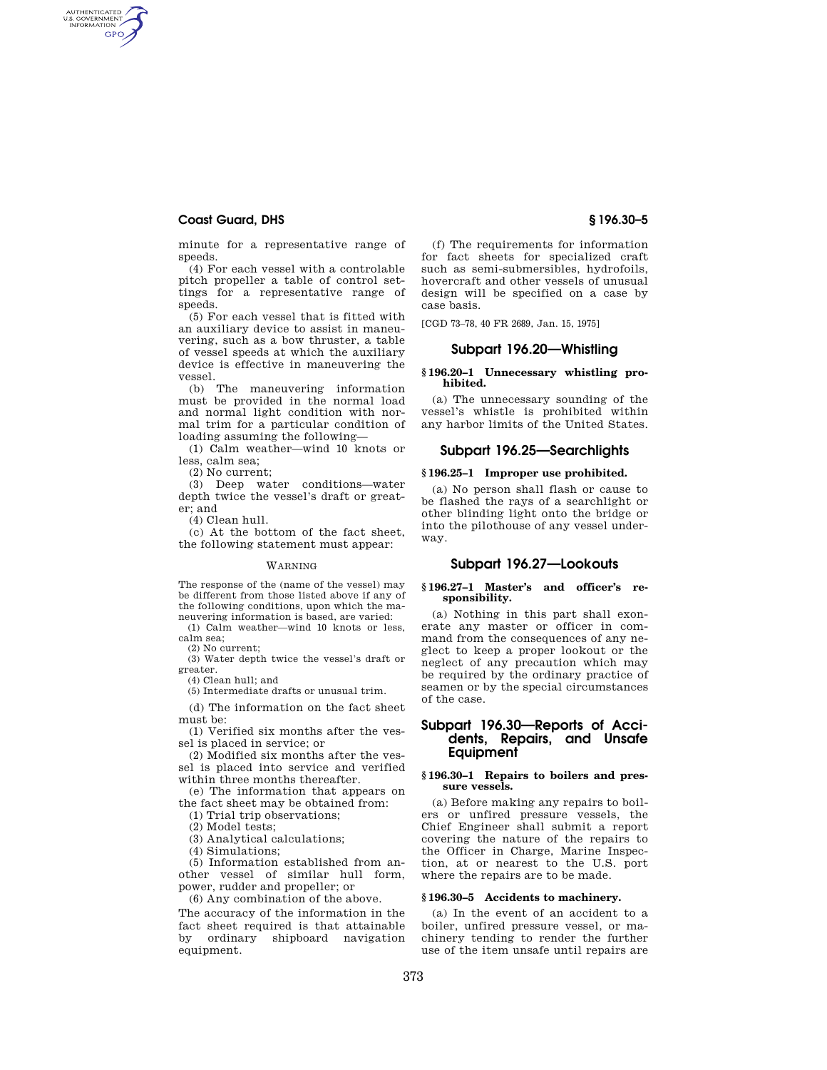minute for a representative range of speeds.

(4) For each vessel with a controlable pitch propeller a table of control settings for a representative range of speeds.

(5) For each vessel that is fitted with an auxiliary device to assist in maneuvering, such as a bow thruster, a table of vessel speeds at which the auxiliary device is effective in maneuvering the vessel.

(b) The maneuvering information must be provided in the normal load and normal light condition with normal trim for a particular condition of loading assuming the following—

(1) Calm weather—wind 10 knots or less, calm sea;

(2) No current;

(3) Deep water conditions—water depth twice the vessel's draft or greater; and

(4) Clean hull.

(c) At the bottom of the fact sheet, the following statement must appear:

WARNING

The response of the (name of the vessel) may be different from those listed above if any of the following conditions, upon which the maneuvering information is based, are varied:

(1) Calm weather—wind 10 knots or less, calm sea;

(2) No current;

(3) Water depth twice the vessel's draft or greater.

(4) Clean hull; and

(5) Intermediate drafts or unusual trim.

(d) The information on the fact sheet must be:

(1) Verified six months after the vessel is placed in service; or

(2) Modified six months after the vessel is placed into service and verified within three months thereafter.

(e) The information that appears on the fact sheet may be obtained from:

(1) Trial trip observations;

(2) Model tests;

(3) Analytical calculations;

(4) Simulations;

(5) Information established from another vessel of similar hull form, power, rudder and propeller; or

(6) Any combination of the above.

The accuracy of the information in the fact sheet required is that attainable by ordinary shipboard navigation equipment.

(f) The requirements for information for fact sheets for specialized craft such as semi-submersibles, hydrofoils, hovercraft and other vessels of unusual design will be specified on a case by case basis.

[CGD 73–78, 40 FR 2689, Jan. 15, 1975]

## Subpart 196.20—Whistling

### § 196.20–1 Unnecessary whistling prohibited.

(a) The unnecessary sounding of the vessel's whistle is prohibited within any harbor limits of the United States.

## Subpart 196.25—Searchlights

### § 196.25–1 Improper use prohibited.

(a) No person shall flash or cause to be flashed the rays of a searchlight or other blinding light onto the bridge or into the pilothouse of any vessel underway.

## Subpart 196.27—Lookouts

### § 196.27–1 Master's and officer's responsibility.

(a) Nothing in this part shall exonerate any master or officer in command from the consequences of any neglect to keep a proper lookout or the neglect of any precaution which may be required by the ordinary practice of seamen or by the special circumstances of the case.

## Subpart 196.30—Reports of Accidents, Repairs, and Unsafe Equipment

### § 196.30–1 Repairs to boilers and pressure vessels.

(a) Before making any repairs to boilers or unfired pressure vessels, the Chief Engineer shall submit a report covering the nature of the repairs to the Officer in Charge, Marine Inspection, at or nearest to the U.S. port where the repairs are to be made.

### § 196.30–5 Accidents to machinery.

(a) In the event of an accident to a boiler, unfired pressure vessel, or machinery tending to render the further use of the item unsafe until repairs are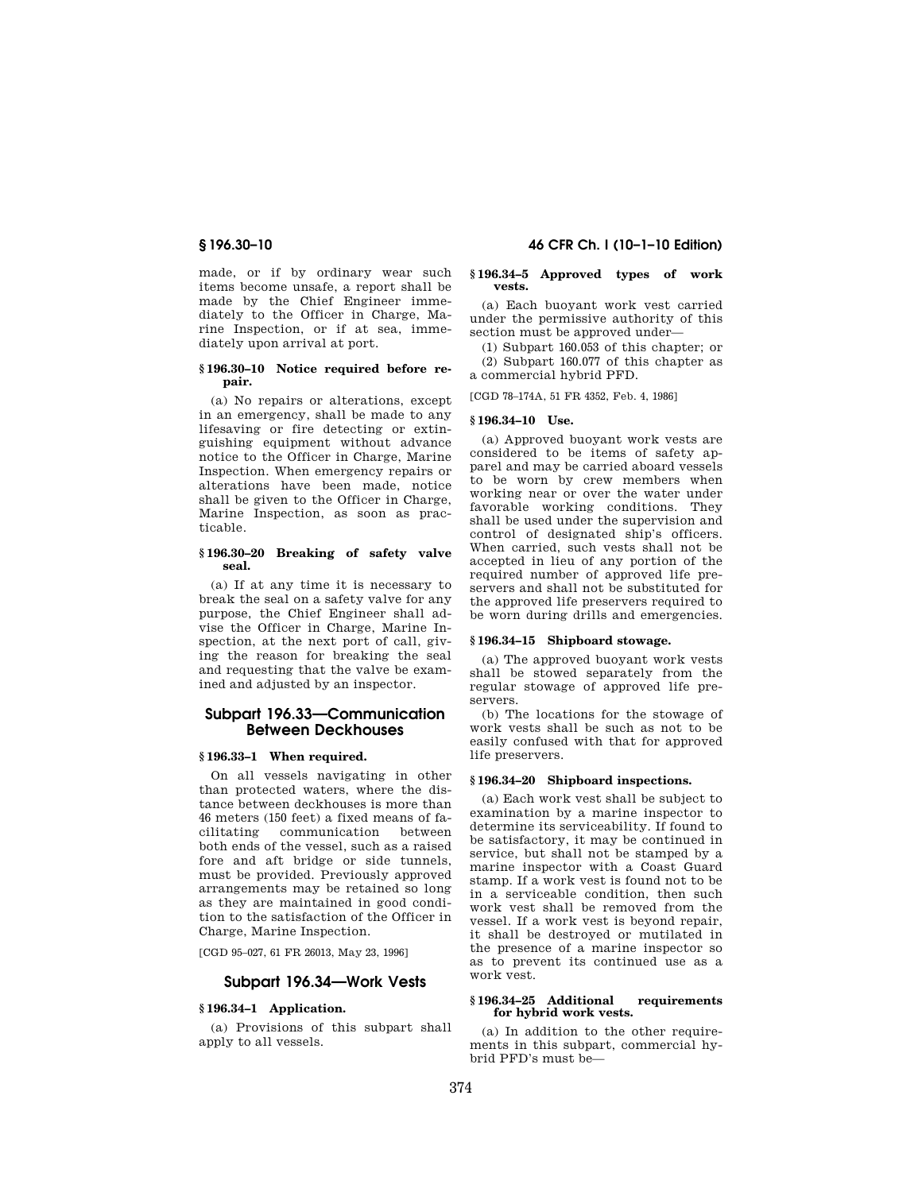made, or if by ordinary wear such items become unsafe, a report shall be made by the Chief Engineer immediately to the Officer in Charge, Marine Inspection, or if at sea, immediately upon arrival at port.

#### § 196.30–10 Notice required before repair.

(a) No repairs or alterations, except in an emergency, shall be made to any lifesaving or fire detecting or extinguishing equipment without advance notice to the Officer in Charge, Marine Inspection. When emergency repairs or alterations have been made, notice shall be given to the Officer in Charge, Marine Inspection, as soon as practicable.

#### § 196.30–20 Breaking of safety valve seal.

(a) If at any time it is necessary to break the seal on a safety valve for any purpose, the Chief Engineer shall advise the Officer in Charge, Marine Inspection, at the next port of call, giving the reason for breaking the seal and requesting that the valve be examined and adjusted by an inspector.

## Subpart 196.33—Communication Between Deckhouses

#### § 196.33–1 When required.

On all vessels navigating in other than protected waters, where the distance between deckhouses is more than 46 meters (150 feet) a fixed means of facilitating communication between both ends of the vessel, such as a raised fore and aft bridge or side tunnels, must be provided. Previously approved arrangements may be retained so long as they are maintained in good condition to the satisfaction of the Officer in Charge, Marine Inspection.

[CGD 95–027, 61 FR 26013, May 23, 1996]

## Subpart 196.34—Work Vests

#### § 196.34–1 Application.

(a) Provisions of this subpart shall apply to all vessels.

#### § 196.34–5 Approved types of work vests.

(a) Each buoyant work vest carried under the permissive authority of this section must be approved under—

(1) Subpart 160.053 of this chapter; or

(2) Subpart 160.077 of this chapter as a commercial hybrid PFD.

[CGD 78–174A, 51 FR 4352, Feb. 4, 1986]

#### § 196.34–10 Use.

(a) Approved buoyant work vests are considered to be items of safety apparel and may be carried aboard vessels to be worn by crew members when working near or over the water under favorable working conditions. They shall be used under the supervision and control of designated ship's officers. When carried, such vests shall not be accepted in lieu of any portion of the required number of approved life preservers and shall not be substituted for the approved life preservers required to be worn during drills and emergencies.

#### § 196.34–15 Shipboard stowage.

(a) The approved buoyant work vests shall be stowed separately from the regular stowage of approved life preservers.

(b) The locations for the stowage of work vests shall be such as not to be easily confused with that for approved life preservers.

#### § 196.34–20 Shipboard inspections.

(a) Each work vest shall be subject to examination by a marine inspector to determine its serviceability. If found to be satisfactory, it may be continued in service, but shall not be stamped by a marine inspector with a Coast Guard stamp. If a work vest is found not to be in a serviceable condition, then such work vest shall be removed from the vessel. If a work vest is beyond repair, it shall be destroyed or mutilated in the presence of a marine inspector so as to prevent its continued use as a work vest.

#### § 196.34–25 Additional requirements for hybrid work vests.

(a) In addition to the other requirements in this subpart, commercial hybrid PFD's must be—